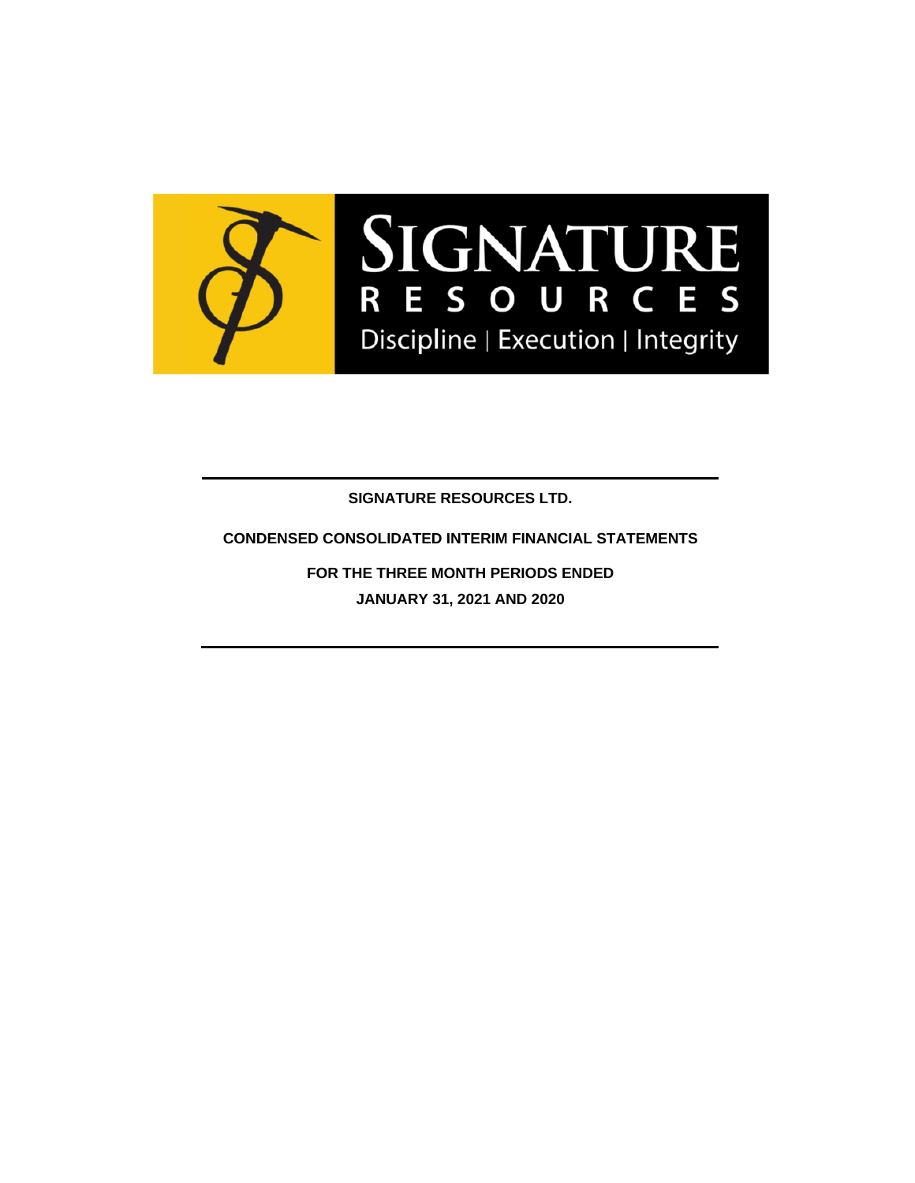SIGNATURE RESOURCES

Discipline | Execution | Integrity

---

**SIGNATURE RESOURCES LTD.**

**CONDENSED CONSOLIDATED INTERIM FINANCIAL STATEMENTS**

**FOR THE THREE MONTH PERIODS ENDED**

**JANUARY 31, 2021 AND 2020**

---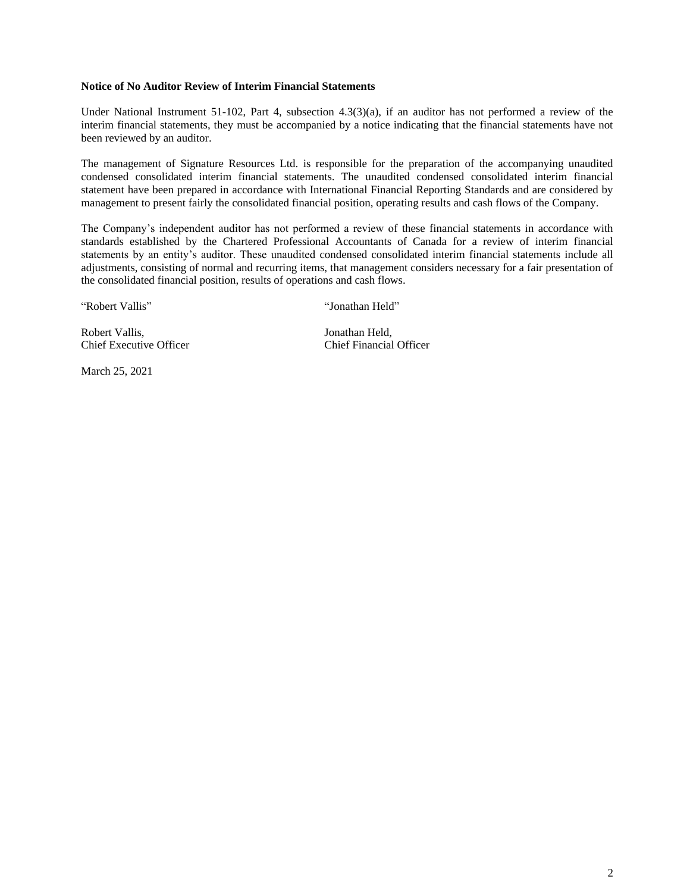**Notice of No Auditor Review of Interim Financial Statements**

Under National Instrument 51-102, Part 4, subsection 4.3(3)(a), if an auditor has not performed a review of the interim financial statements, they must be accompanied by a notice indicating that the financial statements have not been reviewed by an auditor.

The management of Signature Resources Ltd. is responsible for the preparation of the accompanying unaudited condensed consolidated interim financial statements. The unaudited condensed consolidated interim financial statement have been prepared in accordance with International Financial Reporting Standards and are considered by management to present fairly the consolidated financial position, operating results and cash flows of the Company.

The Company's independent auditor has not performed a review of these financial statements in accordance with standards established by the Chartered Professional Accountants of Canada for a review of interim financial statements by an entity's auditor. These unaudited condensed consolidated interim financial statements include all adjustments, consisting of normal and recurring items, that management considers necessary for a fair presentation of the consolidated financial position, results of operations and cash flows.

"Robert Vallis"

Robert Vallis,
Chief Executive Officer

"Jonathan Held"

Jonathan Held,
Chief Financial Officer

March 25, 2021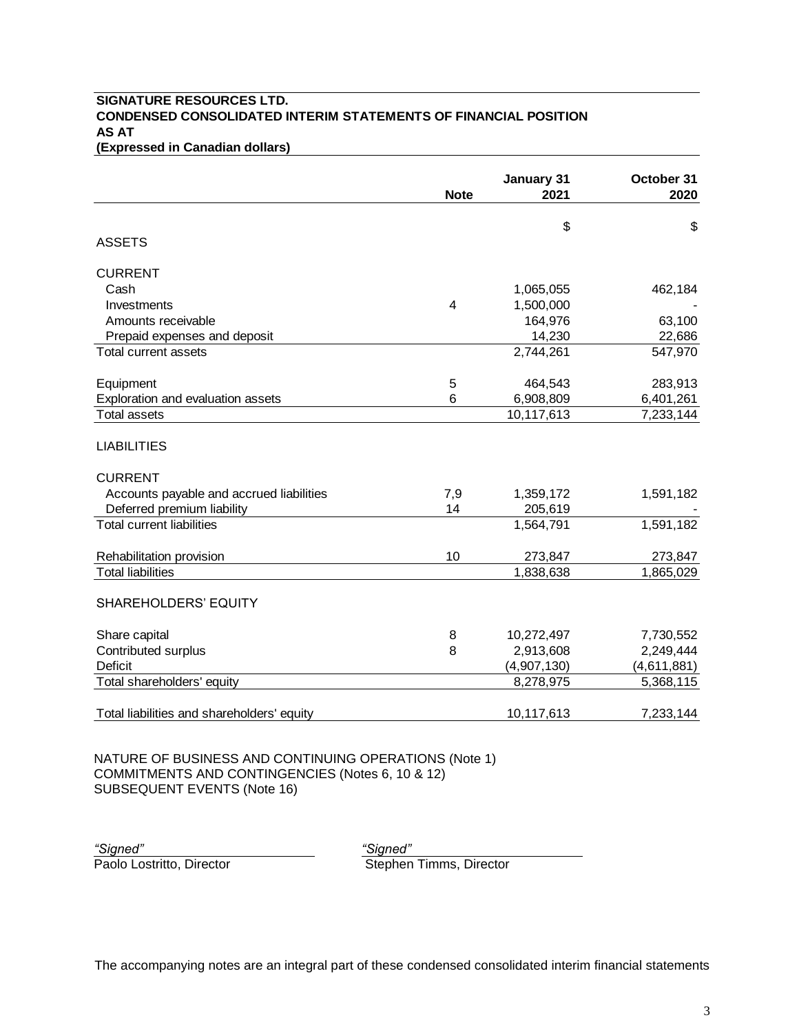**SIGNATURE RESOURCES LTD.**
**CONDENSED CONSOLIDATED INTERIM STATEMENTS OF FINANCIAL POSITION**
**AS AT**
**(Expressed in Canadian dollars)**

| | Note | January 31 2021 | October 31 2020 |
|---|---|---|---|
| | | $ | $ |
| ASSETS | | | |
| CURRENT | | | |
| Cash | | 1,065,055 | 462,184 |
| Investments | 4 | 1,500,000 | - |
| Amounts receivable | | 164,976 | 63,100 |
| Prepaid expenses and deposit | | 14,230 | 22,686 |
| Total current assets | | 2,744,261 | 547,970 |
| Equipment | 5 | 464,543 | 283,913 |
| Exploration and evaluation assets | 6 | 6,908,809 | 6,401,261 |
| Total assets | | 10,117,613 | 7,233,144 |
| LIABILITIES | | | |
| CURRENT | | | |
| Accounts payable and accrued liabilities | 7,9 | 1,359,172 | 1,591,182 |
| Deferred premium liability | 14 | 205,619 | - |
| Total current liabilities | | 1,564,791 | 1,591,182 |
| Rehabilitation provision | 10 | 273,847 | 273,847 |
| Total liabilities | | 1,838,638 | 1,865,029 |
| SHAREHOLDERS' EQUITY | | | |
| Share capital | 8 | 10,272,497 | 7,730,552 |
| Contributed surplus | 8 | 2,913,608 | 2,249,444 |
| Deficit | | (4,907,130) | (4,611,881) |
| Total shareholders' equity | | 8,278,975 | 5,368,115 |
| Total liabilities and shareholders' equity | | 10,117,613 | 7,233,144 |

NATURE OF BUSINESS AND CONTINUING OPERATIONS (Note 1)
COMMITMENTS AND CONTINGENCIES (Notes 6, 10 & 12)
SUBSEQUENT EVENTS (Note 16)

*"Signed"*
Paolo Lostritto, Director

*"Signed"*
Stephen Timms, Director

The accompanying notes are an integral part of these condensed consolidated interim financial statements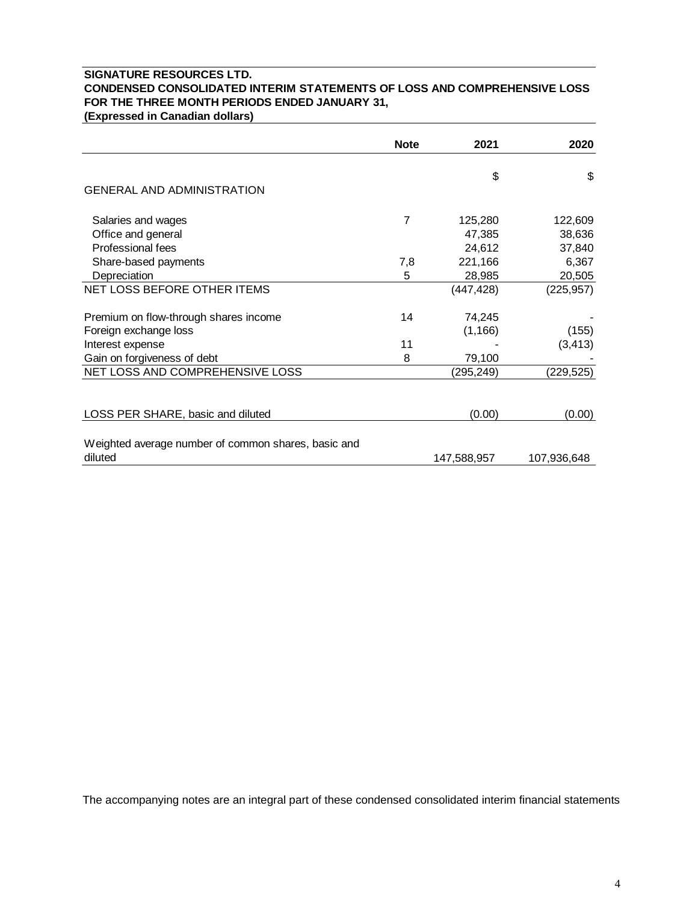**SIGNATURE RESOURCES LTD.**
**CONDENSED CONSOLIDATED INTERIM STATEMENTS OF LOSS AND COMPREHENSIVE LOSS**
**FOR THE THREE MONTH PERIODS ENDED JANUARY 31,**
**(Expressed in Canadian dollars)**

| | Note | 2021 | 2020 |
|---|---|---|---|
| | | $ | $ |
| GENERAL AND ADMINISTRATION | | | |
| Salaries and wages | 7 | 125,280 | 122,609 |
| Office and general | | 47,385 | 38,636 |
| Professional fees | | 24,612 | 37,840 |
| Share-based payments | 7,8 | 221,166 | 6,367 |
| Depreciation | 5 | 28,985 | 20,505 |
| NET LOSS BEFORE OTHER ITEMS | | (447,428) | (225,957) |
| Premium on flow-through shares income | 14 | 74,245 | - |
| Foreign exchange loss | | (1,166) | (155) |
| Interest expense | 11 | - | (3,413) |
| Gain on forgiveness of debt | 8 | 79,100 | - |
| NET LOSS AND COMPREHENSIVE LOSS | | (295,249) | (229,525) |
| LOSS PER SHARE, basic and diluted | | (0.00) | (0.00) |
| Weighted average number of common shares, basic and diluted | | 147,588,957 | 107,936,648 |

The accompanying notes are an integral part of these condensed consolidated interim financial statements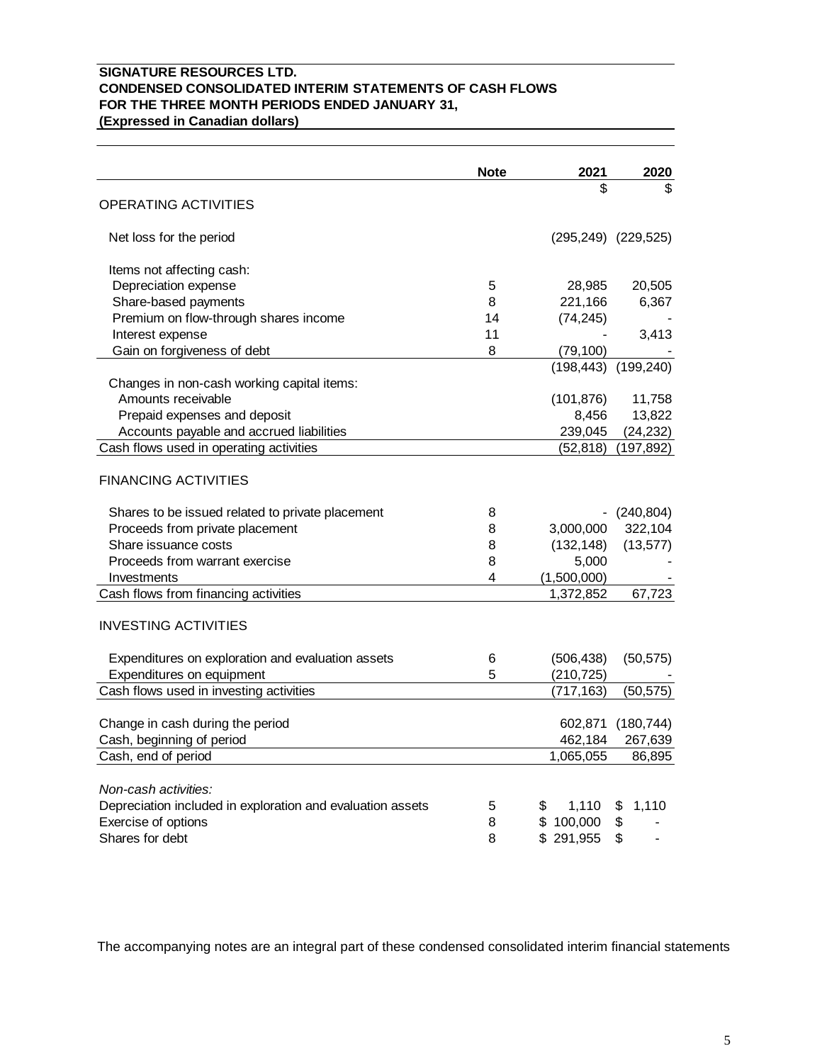**SIGNATURE RESOURCES LTD.**
**CONDENSED CONSOLIDATED INTERIM STATEMENTS OF CASH FLOWS**
**FOR THE THREE MONTH PERIODS ENDED JANUARY 31,**
**(Expressed in Canadian dollars)**

| | Note | 2021 | 2020 |
|---|---|---|---|
| | | $ | $ |
| OPERATING ACTIVITIES | | | |
| Net loss for the period | | (295,249) | (229,525) |
| Items not affecting cash: | | | |
| Depreciation expense | 5 | 28,985 | 20,505 |
| Share-based payments | 8 | 221,166 | 6,367 |
| Premium on flow-through shares income | 14 | (74,245) | - |
| Interest expense | 11 | - | 3,413 |
| Gain on forgiveness of debt | 8 | (79,100) | - |
| | | (198,443) | (199,240) |
| Changes in non-cash working capital items: | | | |
| Amounts receivable | | (101,876) | 11,758 |
| Prepaid expenses and deposit | | 8,456 | 13,822 |
| Accounts payable and accrued liabilities | | 239,045 | (24,232) |
| Cash flows used in operating activities | | (52,818) | (197,892) |
| FINANCING ACTIVITIES | | | |
| Shares to be issued related to private placement | 8 | - | (240,804) |
| Proceeds from private placement | 8 | 3,000,000 | 322,104 |
| Share issuance costs | 8 | (132,148) | (13,577) |
| Proceeds from warrant exercise | 8 | 5,000 | - |
| Investments | 4 | (1,500,000) | - |
| Cash flows from financing activities | | 1,372,852 | 67,723 |
| INVESTING ACTIVITIES | | | |
| Expenditures on exploration and evaluation assets | 6 | (506,438) | (50,575) |
| Expenditures on equipment | 5 | (210,725) | - |
| Cash flows used in investing activities | | (717,163) | (50,575) |
| Change in cash during the period | | 602,871 | (180,744) |
| Cash, beginning of period | | 462,184 | 267,639 |
| Cash, end of period | | 1,065,055 | 86,895 |
| *Non-cash activities:* | | | |
| Depreciation included in exploration and evaluation assets | 5 | $ 1,110 | $ 1,110 |
| Exercise of options | 8 | $ 100,000 | $ - |
| Shares for debt | 8 | $ 291,955 | $ - |

The accompanying notes are an integral part of these condensed consolidated interim financial statements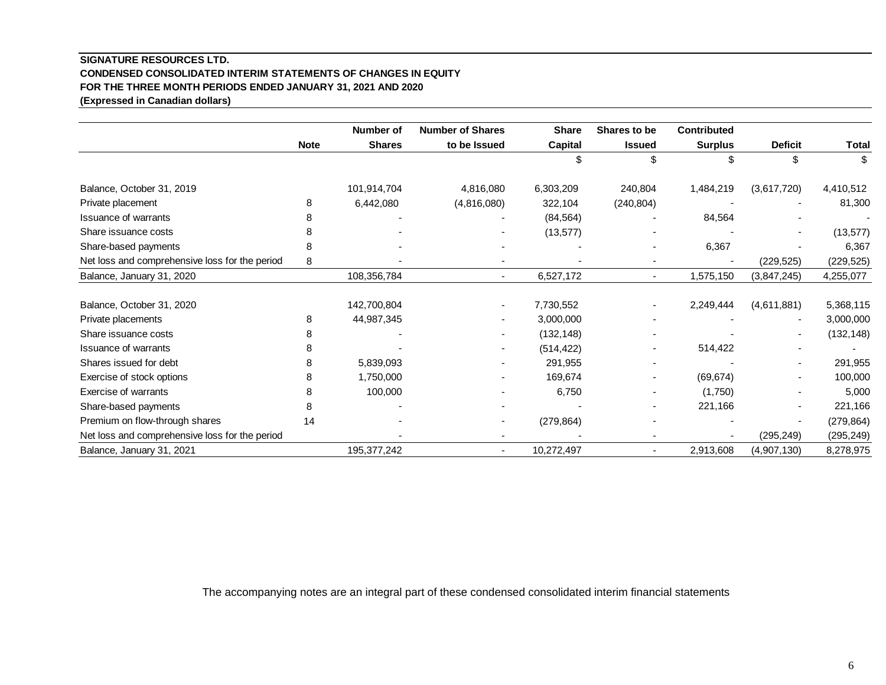**SIGNATURE RESOURCES LTD.**
**CONDENSED CONSOLIDATED INTERIM STATEMENTS OF CHANGES IN EQUITY**
**FOR THE THREE MONTH PERIODS ENDED JANUARY 31, 2021 AND 2020**
**(Expressed in Canadian dollars)**

| | Note | Number of Shares | Number of Shares to be Issued | Share Capital | Shares to be Issued | Contributed Surplus | Deficit | Total |
|---|---|---|---|---|---|---|---|---|
| | | | | $ | $ | $ | $ | $ |
| Balance, October 31, 2019 | | 101,914,704 | 4,816,080 | 6,303,209 | 240,804 | 1,484,219 | (3,617,720) | 4,410,512 |
| Private placement | 8 | 6,442,080 | (4,816,080) | 322,104 | (240,804) | - | - | 81,300 |
| Issuance of warrants | 8 | - | - | (84,564) | - | 84,564 | - | - |
| Share issuance costs | 8 | - | - | (13,577) | - | - | - | (13,577) |
| Share-based payments | 8 | - | - | - | - | 6,367 | - | 6,367 |
| Net loss and comprehensive loss for the period | 8 | - | - | - | - | - | (229,525) | (229,525) |
| Balance, January 31, 2020 | | 108,356,784 | - | 6,527,172 | - | 1,575,150 | (3,847,245) | 4,255,077 |
| | | | | | | | | |
| Balance, October 31, 2020 | | 142,700,804 | - | 7,730,552 | - | 2,249,444 | (4,611,881) | 5,368,115 |
| Private placements | 8 | 44,987,345 | - | 3,000,000 | - | - | - | 3,000,000 |
| Share issuance costs | 8 | - | - | (132,148) | - | - | - | (132,148) |
| Issuance of warrants | 8 | - | - | (514,422) | - | 514,422 | - | - |
| Shares issued for debt | 8 | 5,839,093 | - | 291,955 | - | - | - | 291,955 |
| Exercise of stock options | 8 | 1,750,000 | - | 169,674 | - | (69,674) | - | 100,000 |
| Exercise of warrants | 8 | 100,000 | - | 6,750 | - | (1,750) | - | 5,000 |
| Share-based payments | 8 | - | - | - | - | 221,166 | - | 221,166 |
| Premium on flow-through shares | 14 | - | - | (279,864) | - | - | - | (279,864) |
| Net loss and comprehensive loss for the period | | - | - | - | - | - | (295,249) | (295,249) |
| Balance, January 31, 2021 | | 195,377,242 | - | 10,272,497 | - | 2,913,608 | (4,907,130) | 8,278,975 |

The accompanying notes are an integral part of these condensed consolidated interim financial statements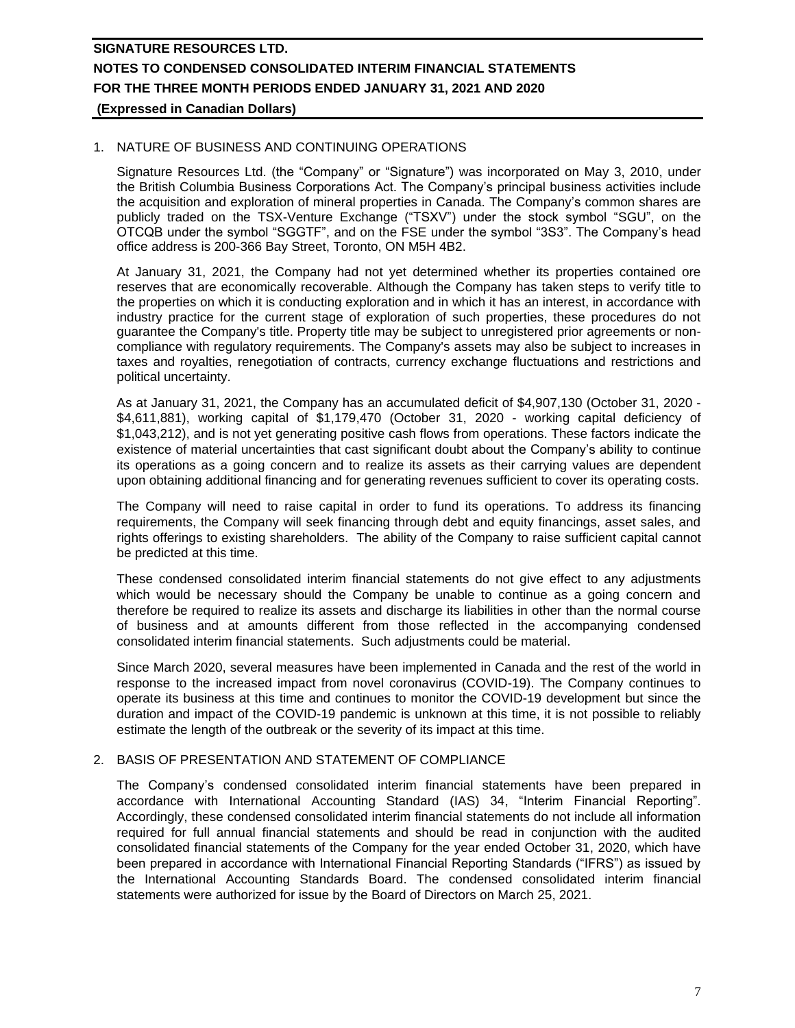## 1. NATURE OF BUSINESS AND CONTINUING OPERATIONS

Signature Resources Ltd. (the "Company" or "Signature") was incorporated on May 3, 2010, under the British Columbia Business Corporations Act. The Company's principal business activities include the acquisition and exploration of mineral properties in Canada. The Company's common shares are publicly traded on the TSX-Venture Exchange ("TSXV") under the stock symbol "SGU", on the OTCQB under the symbol "SGGTF", and on the FSE under the symbol "3S3". The Company's head office address is 200-366 Bay Street, Toronto, ON M5H 4B2.

At January 31, 2021, the Company had not yet determined whether its properties contained ore reserves that are economically recoverable. Although the Company has taken steps to verify title to the properties on which it is conducting exploration and in which it has an interest, in accordance with industry practice for the current stage of exploration of such properties, these procedures do not guarantee the Company's title. Property title may be subject to unregistered prior agreements or non-compliance with regulatory requirements. The Company's assets may also be subject to increases in taxes and royalties, renegotiation of contracts, currency exchange fluctuations and restrictions and political uncertainty.

As at January 31, 2021, the Company has an accumulated deficit of $4,907,130 (October 31, 2020 - $4,611,881), working capital of $1,179,470 (October 31, 2020 - working capital deficiency of $1,043,212), and is not yet generating positive cash flows from operations. These factors indicate the existence of material uncertainties that cast significant doubt about the Company's ability to continue its operations as a going concern and to realize its assets as their carrying values are dependent upon obtaining additional financing and for generating revenues sufficient to cover its operating costs.

The Company will need to raise capital in order to fund its operations. To address its financing requirements, the Company will seek financing through debt and equity financings, asset sales, and rights offerings to existing shareholders. The ability of the Company to raise sufficient capital cannot be predicted at this time.

These condensed consolidated interim financial statements do not give effect to any adjustments which would be necessary should the Company be unable to continue as a going concern and therefore be required to realize its assets and discharge its liabilities in other than the normal course of business and at amounts different from those reflected in the accompanying condensed consolidated interim financial statements. Such adjustments could be material.

Since March 2020, several measures have been implemented in Canada and the rest of the world in response to the increased impact from novel coronavirus (COVID-19). The Company continues to operate its business at this time and continues to monitor the COVID-19 development but since the duration and impact of the COVID-19 pandemic is unknown at this time, it is not possible to reliably estimate the length of the outbreak or the severity of its impact at this time.

## 2. BASIS OF PRESENTATION AND STATEMENT OF COMPLIANCE

The Company's condensed consolidated interim financial statements have been prepared in accordance with International Accounting Standard (IAS) 34, "Interim Financial Reporting". Accordingly, these condensed consolidated interim financial statements do not include all information required for full annual financial statements and should be read in conjunction with the audited consolidated financial statements of the Company for the year ended October 31, 2020, which have been prepared in accordance with International Financial Reporting Standards ("IFRS") as issued by the International Accounting Standards Board. The condensed consolidated interim financial statements were authorized for issue by the Board of Directors on March 25, 2021.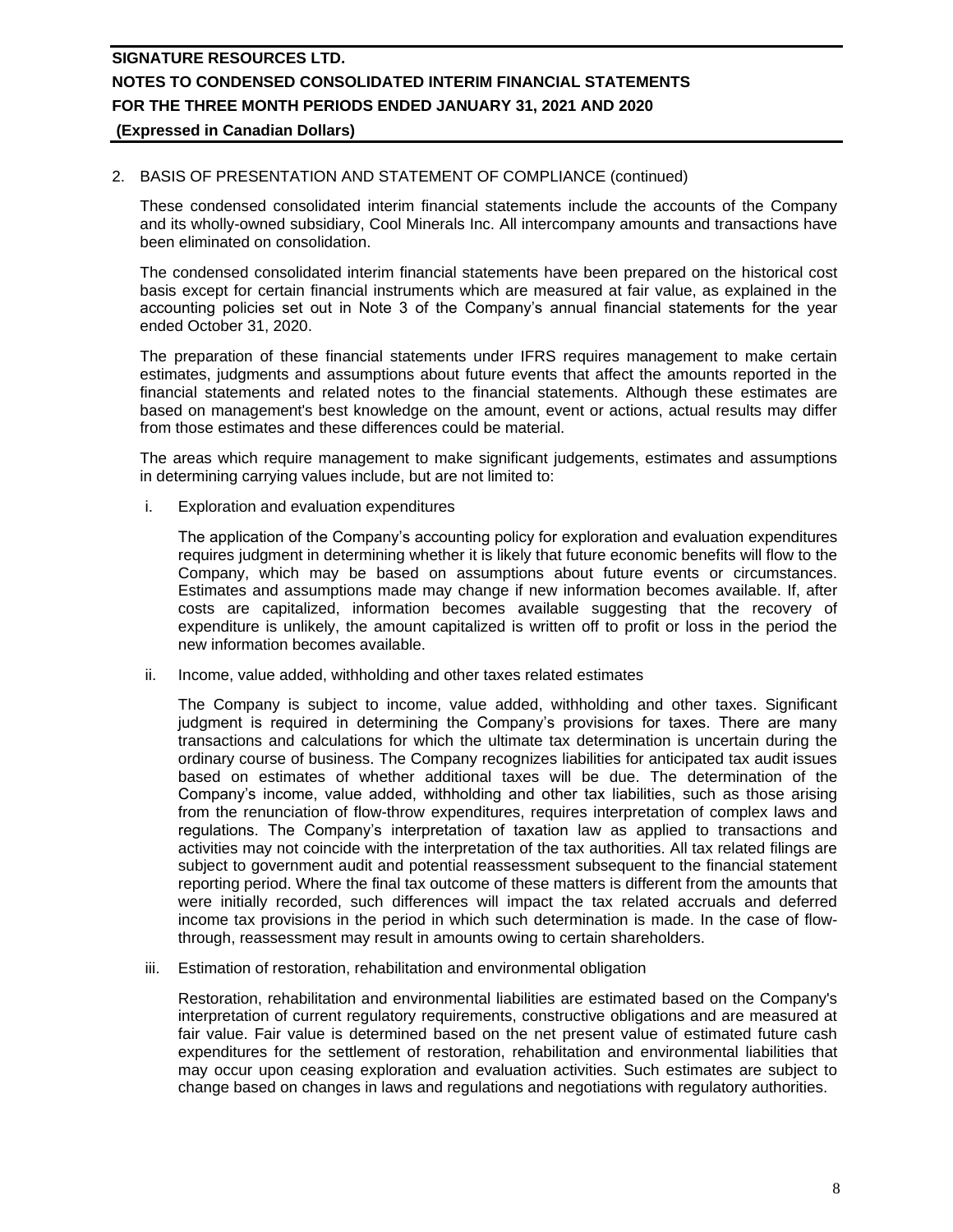## 2. BASIS OF PRESENTATION AND STATEMENT OF COMPLIANCE (continued)

These condensed consolidated interim financial statements include the accounts of the Company and its wholly-owned subsidiary, Cool Minerals Inc. All intercompany amounts and transactions have been eliminated on consolidation.

The condensed consolidated interim financial statements have been prepared on the historical cost basis except for certain financial instruments which are measured at fair value, as explained in the accounting policies set out in Note 3 of the Company's annual financial statements for the year ended October 31, 2020.

The preparation of these financial statements under IFRS requires management to make certain estimates, judgments and assumptions about future events that affect the amounts reported in the financial statements and related notes to the financial statements. Although these estimates are based on management's best knowledge on the amount, event or actions, actual results may differ from those estimates and these differences could be material.

The areas which require management to make significant judgements, estimates and assumptions in determining carrying values include, but are not limited to:

i. Exploration and evaluation expenditures

The application of the Company's accounting policy for exploration and evaluation expenditures requires judgment in determining whether it is likely that future economic benefits will flow to the Company, which may be based on assumptions about future events or circumstances. Estimates and assumptions made may change if new information becomes available. If, after costs are capitalized, information becomes available suggesting that the recovery of expenditure is unlikely, the amount capitalized is written off to profit or loss in the period the new information becomes available.

ii. Income, value added, withholding and other taxes related estimates

The Company is subject to income, value added, withholding and other taxes. Significant judgment is required in determining the Company's provisions for taxes. There are many transactions and calculations for which the ultimate tax determination is uncertain during the ordinary course of business. The Company recognizes liabilities for anticipated tax audit issues based on estimates of whether additional taxes will be due. The determination of the Company's income, value added, withholding and other tax liabilities, such as those arising from the renunciation of flow-throw expenditures, requires interpretation of complex laws and regulations. The Company's interpretation of taxation law as applied to transactions and activities may not coincide with the interpretation of the tax authorities. All tax related filings are subject to government audit and potential reassessment subsequent to the financial statement reporting period. Where the final tax outcome of these matters is different from the amounts that were initially recorded, such differences will impact the tax related accruals and deferred income tax provisions in the period in which such determination is made. In the case of flow-through, reassessment may result in amounts owing to certain shareholders.

iii. Estimation of restoration, rehabilitation and environmental obligation

Restoration, rehabilitation and environmental liabilities are estimated based on the Company's interpretation of current regulatory requirements, constructive obligations and are measured at fair value. Fair value is determined based on the net present value of estimated future cash expenditures for the settlement of restoration, rehabilitation and environmental liabilities that may occur upon ceasing exploration and evaluation activities. Such estimates are subject to change based on changes in laws and regulations and negotiations with regulatory authorities.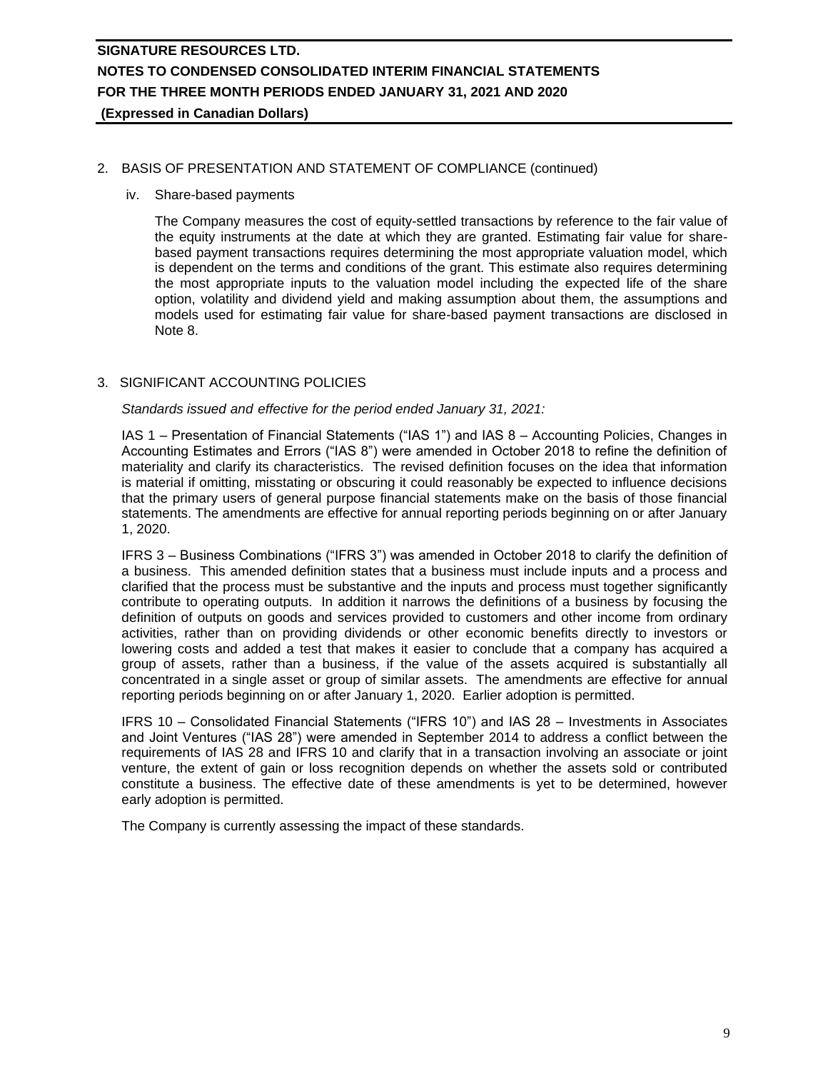## 2. BASIS OF PRESENTATION AND STATEMENT OF COMPLIANCE (continued)

iv. Share-based payments

The Company measures the cost of equity-settled transactions by reference to the fair value of the equity instruments at the date at which they are granted. Estimating fair value for share-based payment transactions requires determining the most appropriate valuation model, which is dependent on the terms and conditions of the grant. This estimate also requires determining the most appropriate inputs to the valuation model including the expected life of the share option, volatility and dividend yield and making assumption about them, the assumptions and models used for estimating fair value for share-based payment transactions are disclosed in Note 8.

## 3. SIGNIFICANT ACCOUNTING POLICIES

*Standards issued and effective for the period ended January 31, 2021:*

IAS 1 – Presentation of Financial Statements ("IAS 1") and IAS 8 – Accounting Policies, Changes in Accounting Estimates and Errors ("IAS 8") were amended in October 2018 to refine the definition of materiality and clarify its characteristics. The revised definition focuses on the idea that information is material if omitting, misstating or obscuring it could reasonably be expected to influence decisions that the primary users of general purpose financial statements make on the basis of those financial statements. The amendments are effective for annual reporting periods beginning on or after January 1, 2020.

IFRS 3 – Business Combinations ("IFRS 3") was amended in October 2018 to clarify the definition of a business. This amended definition states that a business must include inputs and a process and clarified that the process must be substantive and the inputs and process must together significantly contribute to operating outputs. In addition it narrows the definitions of a business by focusing the definition of outputs on goods and services provided to customers and other income from ordinary activities, rather than on providing dividends or other economic benefits directly to investors or lowering costs and added a test that makes it easier to conclude that a company has acquired a group of assets, rather than a business, if the value of the assets acquired is substantially all concentrated in a single asset or group of similar assets. The amendments are effective for annual reporting periods beginning on or after January 1, 2020. Earlier adoption is permitted.

IFRS 10 – Consolidated Financial Statements ("IFRS 10") and IAS 28 – Investments in Associates and Joint Ventures ("IAS 28") were amended in September 2014 to address a conflict between the requirements of IAS 28 and IFRS 10 and clarify that in a transaction involving an associate or joint venture, the extent of gain or loss recognition depends on whether the assets sold or contributed constitute a business. The effective date of these amendments is yet to be determined, however early adoption is permitted.

The Company is currently assessing the impact of these standards.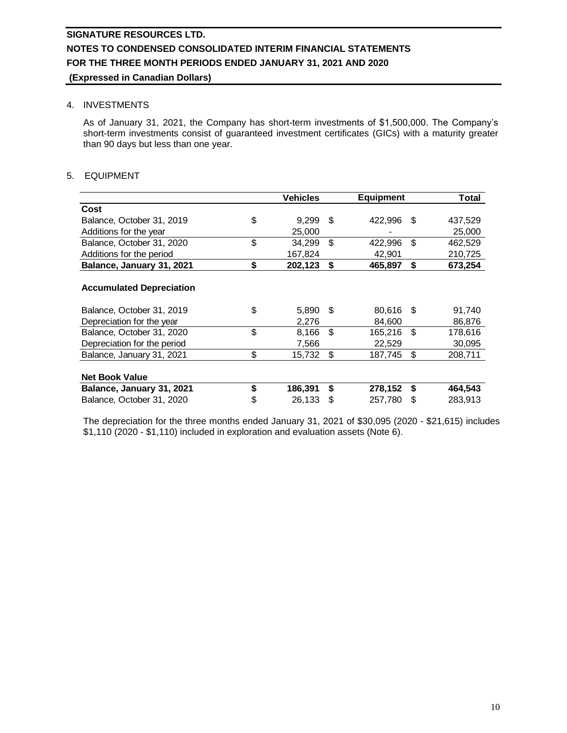**SIGNATURE RESOURCES LTD.**
**NOTES TO CONDENSED CONSOLIDATED INTERIM FINANCIAL STATEMENTS**
**FOR THE THREE MONTH PERIODS ENDED JANUARY 31, 2021 AND 2020**
**(Expressed in Canadian Dollars)**

4. INVESTMENTS

As of January 31, 2021, the Company has short-term investments of $1,500,000. The Company's short-term investments consist of guaranteed investment certificates (GICs) with a maturity greater than 90 days but less than one year.

5. EQUIPMENT

| | Vehicles | Equipment | Total |
|---|---|---|---|
| **Cost** | | | |
| Balance, October 31, 2019 | $ 9,299 | $ 422,996 | $ 437,529 |
| Additions for the year | 25,000 | - | 25,000 |
| Balance, October 31, 2020 | $ 34,299 | $ 422,996 | $ 462,529 |
| Additions for the period | 167,824 | 42,901 | 210,725 |
| **Balance, January 31, 2021** | **$ 202,123** | **$ 465,897** | **$ 673,254** |
| **Accumulated Depreciation** | | | |
| Balance, October 31, 2019 | $ 5,890 | $ 80,616 | $ 91,740 |
| Depreciation for the year | 2,276 | 84,600 | 86,876 |
| Balance, October 31, 2020 | $ 8,166 | $ 165,216 | $ 178,616 |
| Depreciation for the period | 7,566 | 22,529 | 30,095 |
| Balance, January 31, 2021 | $ 15,732 | $ 187,745 | $ 208,711 |
| **Net Book Value** | | | |
| **Balance, January 31, 2021** | **$ 186,391** | **$ 278,152** | **$ 464,543** |
| Balance, October 31, 2020 | $ 26,133 | $ 257,780 | $ 283,913 |

The depreciation for the three months ended January 31, 2021 of $30,095 (2020 - $21,615) includes $1,110 (2020 - $1,110) included in exploration and evaluation assets (Note 6).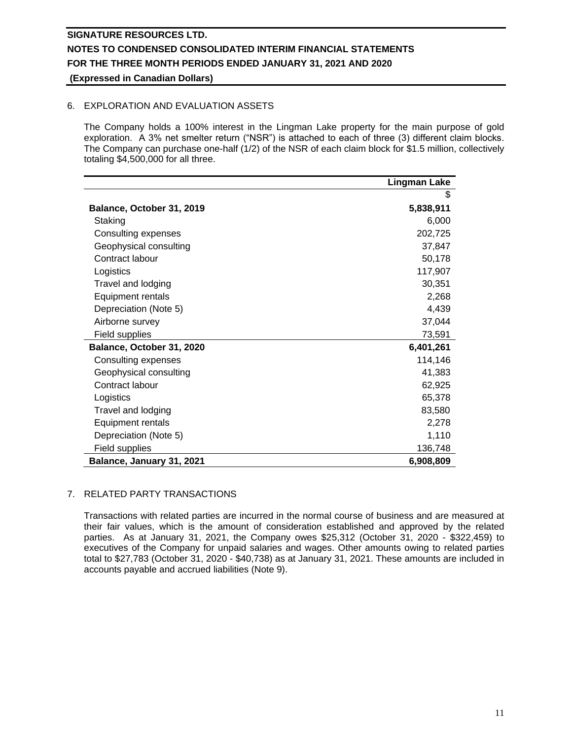## 6. EXPLORATION AND EVALUATION ASSETS

The Company holds a 100% interest in the Lingman Lake property for the main purpose of gold exploration. A 3% net smelter return ("NSR") is attached to each of three (3) different claim blocks. The Company can purchase one-half (1/2) of the NSR of each claim block for $1.5 million, collectively totaling $4,500,000 for all three.

| | Lingman Lake |
|---|---|
| | $ |
| **Balance, October 31, 2019** | **5,838,911** |
| Staking | 6,000 |
| Consulting expenses | 202,725 |
| Geophysical consulting | 37,847 |
| Contract labour | 50,178 |
| Logistics | 117,907 |
| Travel and lodging | 30,351 |
| Equipment rentals | 2,268 |
| Depreciation (Note 5) | 4,439 |
| Airborne survey | 37,044 |
| Field supplies | 73,591 |
| **Balance, October 31, 2020** | **6,401,261** |
| Consulting expenses | 114,146 |
| Geophysical consulting | 41,383 |
| Contract labour | 62,925 |
| Logistics | 65,378 |
| Travel and lodging | 83,580 |
| Equipment rentals | 2,278 |
| Depreciation (Note 5) | 1,110 |
| Field supplies | 136,748 |
| **Balance, January 31, 2021** | **6,908,809** |

## 7. RELATED PARTY TRANSACTIONS

Transactions with related parties are incurred in the normal course of business and are measured at their fair values, which is the amount of consideration established and approved by the related parties. As at January 31, 2021, the Company owes $25,312 (October 31, 2020 - $322,459) to executives of the Company for unpaid salaries and wages. Other amounts owing to related parties total to $27,783 (October 31, 2020 - $40,738) as at January 31, 2021. These amounts are included in accounts payable and accrued liabilities (Note 9).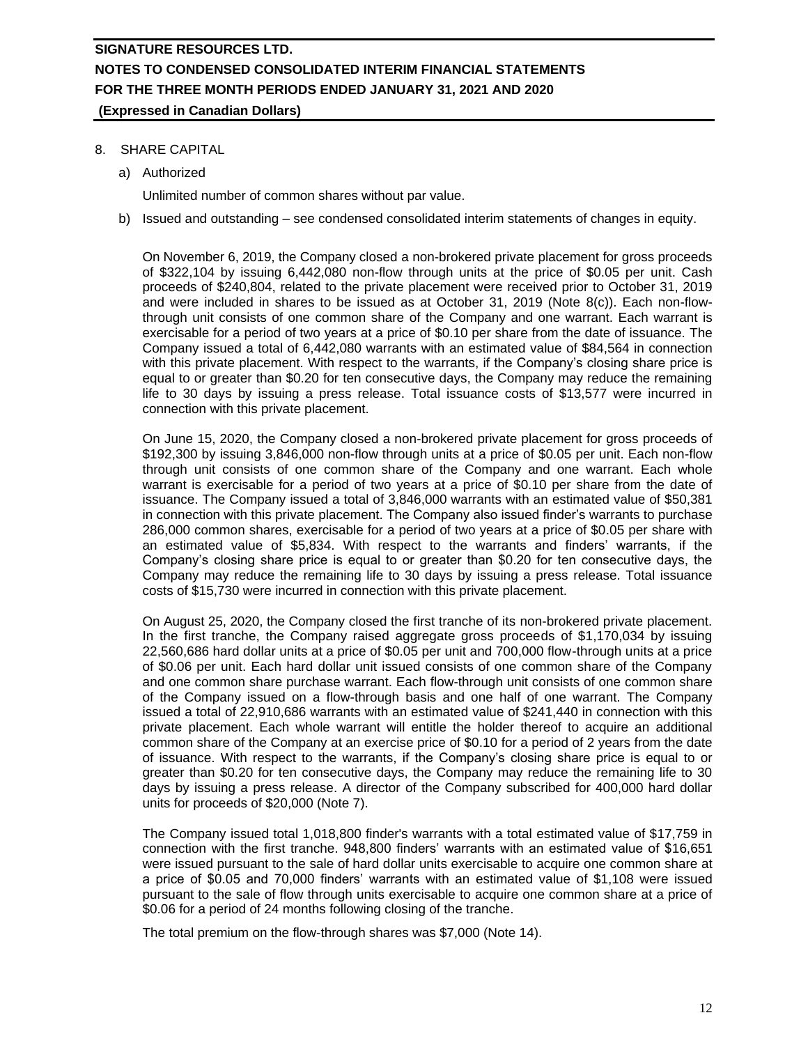## 8. SHARE CAPITAL

a) Authorized

Unlimited number of common shares without par value.

b) Issued and outstanding – see condensed consolidated interim statements of changes in equity.

On November 6, 2019, the Company closed a non-brokered private placement for gross proceeds of $322,104 by issuing 6,442,080 non-flow through units at the price of $0.05 per unit. Cash proceeds of $240,804, related to the private placement were received prior to October 31, 2019 and were included in shares to be issued as at October 31, 2019 (Note 8(c)). Each non-flow-through unit consists of one common share of the Company and one warrant. Each warrant is exercisable for a period of two years at a price of $0.10 per share from the date of issuance. The Company issued a total of 6,442,080 warrants with an estimated value of $84,564 in connection with this private placement. With respect to the warrants, if the Company's closing share price is equal to or greater than $0.20 for ten consecutive days, the Company may reduce the remaining life to 30 days by issuing a press release. Total issuance costs of $13,577 were incurred in connection with this private placement.

On June 15, 2020, the Company closed a non-brokered private placement for gross proceeds of $192,300 by issuing 3,846,000 non-flow through units at a price of $0.05 per unit. Each non-flow through unit consists of one common share of the Company and one warrant. Each whole warrant is exercisable for a period of two years at a price of $0.10 per share from the date of issuance. The Company issued a total of 3,846,000 warrants with an estimated value of $50,381 in connection with this private placement. The Company also issued finder's warrants to purchase 286,000 common shares, exercisable for a period of two years at a price of $0.05 per share with an estimated value of $5,834. With respect to the warrants and finders' warrants, if the Company's closing share price is equal to or greater than $0.20 for ten consecutive days, the Company may reduce the remaining life to 30 days by issuing a press release. Total issuance costs of $15,730 were incurred in connection with this private placement.

On August 25, 2020, the Company closed the first tranche of its non-brokered private placement. In the first tranche, the Company raised aggregate gross proceeds of $1,170,034 by issuing 22,560,686 hard dollar units at a price of $0.05 per unit and 700,000 flow-through units at a price of $0.06 per unit. Each hard dollar unit issued consists of one common share of the Company and one common share purchase warrant. Each flow-through unit consists of one common share of the Company issued on a flow-through basis and one half of one warrant. The Company issued a total of 22,910,686 warrants with an estimated value of $241,440 in connection with this private placement. Each whole warrant will entitle the holder thereof to acquire an additional common share of the Company at an exercise price of $0.10 for a period of 2 years from the date of issuance. With respect to the warrants, if the Company's closing share price is equal to or greater than $0.20 for ten consecutive days, the Company may reduce the remaining life to 30 days by issuing a press release. A director of the Company subscribed for 400,000 hard dollar units for proceeds of $20,000 (Note 7).

The Company issued total 1,018,800 finder's warrants with a total estimated value of $17,759 in connection with the first tranche. 948,800 finders' warrants with an estimated value of $16,651 were issued pursuant to the sale of hard dollar units exercisable to acquire one common share at a price of $0.05 and 70,000 finders' warrants with an estimated value of $1,108 were issued pursuant to the sale of flow through units exercisable to acquire one common share at a price of $0.06 for a period of 24 months following closing of the tranche.

The total premium on the flow-through shares was $7,000 (Note 14).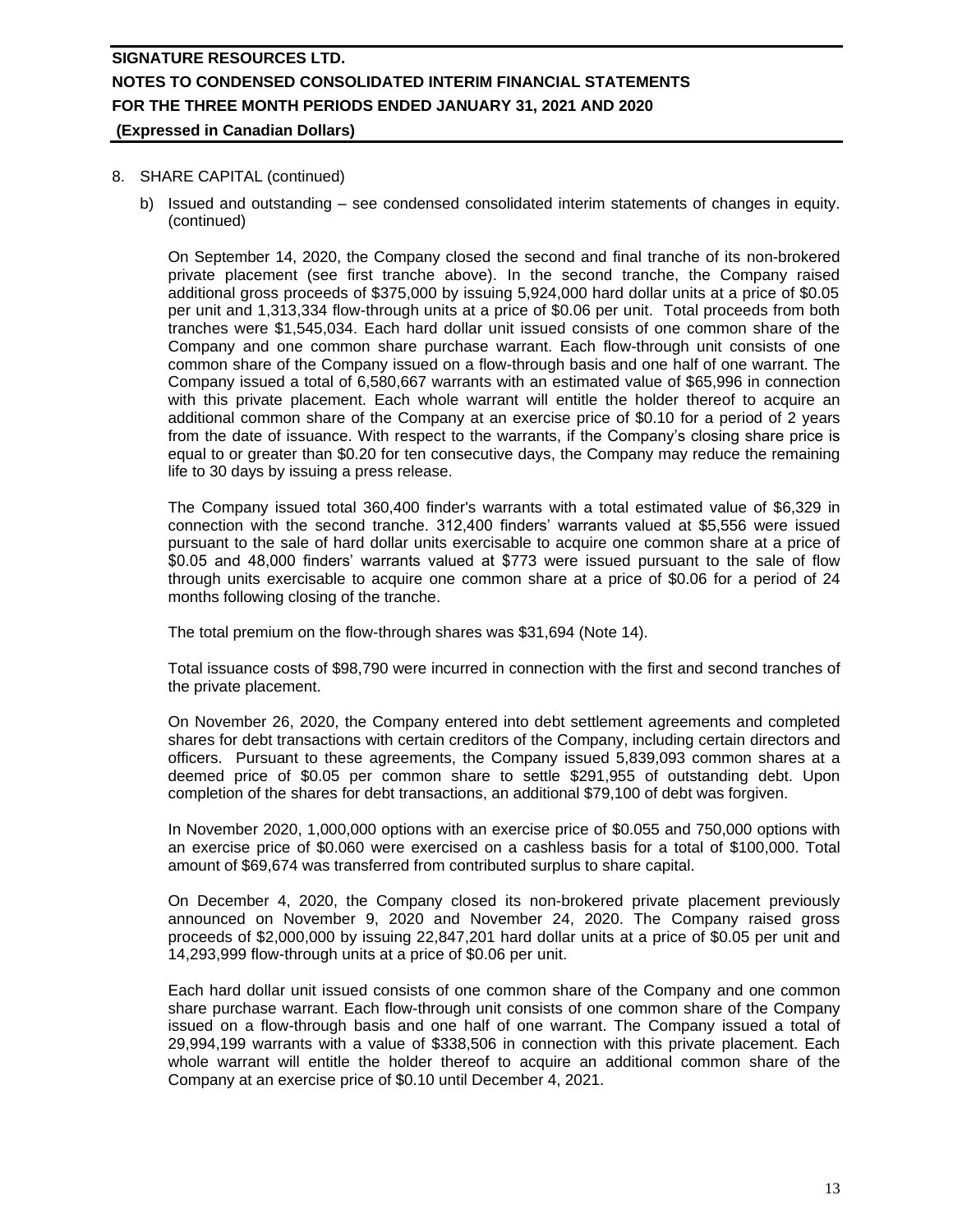8. SHARE CAPITAL (continued)

   b) Issued and outstanding – see condensed consolidated interim statements of changes in equity. (continued)

   On September 14, 2020, the Company closed the second and final tranche of its non-brokered private placement (see first tranche above). In the second tranche, the Company raised additional gross proceeds of $375,000 by issuing 5,924,000 hard dollar units at a price of $0.05 per unit and 1,313,334 flow-through units at a price of $0.06 per unit. Total proceeds from both tranches were $1,545,034. Each hard dollar unit issued consists of one common share of the Company and one common share purchase warrant. Each flow-through unit consists of one common share of the Company issued on a flow-through basis and one half of one warrant. The Company issued a total of 6,580,667 warrants with an estimated value of $65,996 in connection with this private placement. Each whole warrant will entitle the holder thereof to acquire an additional common share of the Company at an exercise price of $0.10 for a period of 2 years from the date of issuance. With respect to the warrants, if the Company's closing share price is equal to or greater than $0.20 for ten consecutive days, the Company may reduce the remaining life to 30 days by issuing a press release.

   The Company issued total 360,400 finder's warrants with a total estimated value of $6,329 in connection with the second tranche. 312,400 finders' warrants valued at $5,556 were issued pursuant to the sale of hard dollar units exercisable to acquire one common share at a price of $0.05 and 48,000 finders' warrants valued at $773 were issued pursuant to the sale of flow through units exercisable to acquire one common share at a price of $0.06 for a period of 24 months following closing of the tranche.

   The total premium on the flow-through shares was $31,694 (Note 14).

   Total issuance costs of $98,790 were incurred in connection with the first and second tranches of the private placement.

   On November 26, 2020, the Company entered into debt settlement agreements and completed shares for debt transactions with certain creditors of the Company, including certain directors and officers. Pursuant to these agreements, the Company issued 5,839,093 common shares at a deemed price of $0.05 per common share to settle $291,955 of outstanding debt. Upon completion of the shares for debt transactions, an additional $79,100 of debt was forgiven.

   In November 2020, 1,000,000 options with an exercise price of $0.055 and 750,000 options with an exercise price of $0.060 were exercised on a cashless basis for a total of $100,000. Total amount of $69,674 was transferred from contributed surplus to share capital.

   On December 4, 2020, the Company closed its non-brokered private placement previously announced on November 9, 2020 and November 24, 2020. The Company raised gross proceeds of $2,000,000 by issuing 22,847,201 hard dollar units at a price of $0.05 per unit and 14,293,999 flow-through units at a price of $0.06 per unit.

   Each hard dollar unit issued consists of one common share of the Company and one common share purchase warrant. Each flow-through unit consists of one common share of the Company issued on a flow-through basis and one half of one warrant. The Company issued a total of 29,994,199 warrants with a value of $338,506 in connection with this private placement. Each whole warrant will entitle the holder thereof to acquire an additional common share of the Company at an exercise price of $0.10 until December 4, 2021.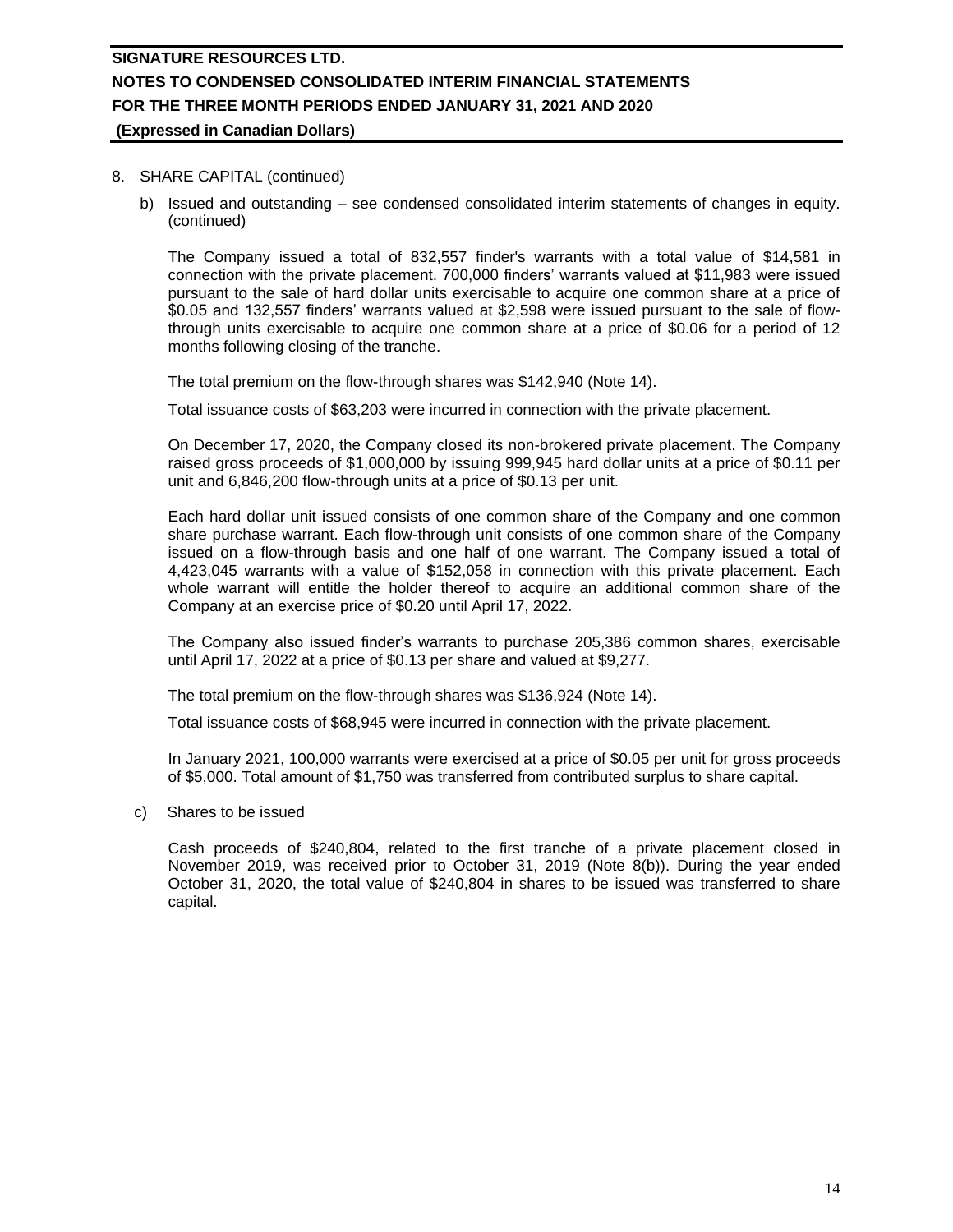## 8. SHARE CAPITAL (continued)

b) Issued and outstanding – see condensed consolidated interim statements of changes in equity. (continued)

The Company issued a total of 832,557 finder's warrants with a total value of $14,581 in connection with the private placement. 700,000 finders' warrants valued at $11,983 were issued pursuant to the sale of hard dollar units exercisable to acquire one common share at a price of $0.05 and 132,557 finders' warrants valued at $2,598 were issued pursuant to the sale of flow-through units exercisable to acquire one common share at a price of $0.06 for a period of 12 months following closing of the tranche.

The total premium on the flow-through shares was $142,940 (Note 14).

Total issuance costs of $63,203 were incurred in connection with the private placement.

On December 17, 2020, the Company closed its non-brokered private placement. The Company raised gross proceeds of $1,000,000 by issuing 999,945 hard dollar units at a price of $0.11 per unit and 6,846,200 flow-through units at a price of $0.13 per unit.

Each hard dollar unit issued consists of one common share of the Company and one common share purchase warrant. Each flow-through unit consists of one common share of the Company issued on a flow-through basis and one half of one warrant. The Company issued a total of 4,423,045 warrants with a value of $152,058 in connection with this private placement. Each whole warrant will entitle the holder thereof to acquire an additional common share of the Company at an exercise price of $0.20 until April 17, 2022.

The Company also issued finder's warrants to purchase 205,386 common shares, exercisable until April 17, 2022 at a price of $0.13 per share and valued at $9,277.

The total premium on the flow-through shares was $136,924 (Note 14).

Total issuance costs of $68,945 were incurred in connection with the private placement.

In January 2021, 100,000 warrants were exercised at a price of $0.05 per unit for gross proceeds of $5,000. Total amount of $1,750 was transferred from contributed surplus to share capital.

c) Shares to be issued

Cash proceeds of $240,804, related to the first tranche of a private placement closed in November 2019, was received prior to October 31, 2019 (Note 8(b)). During the year ended October 31, 2020, the total value of $240,804 in shares to be issued was transferred to share capital.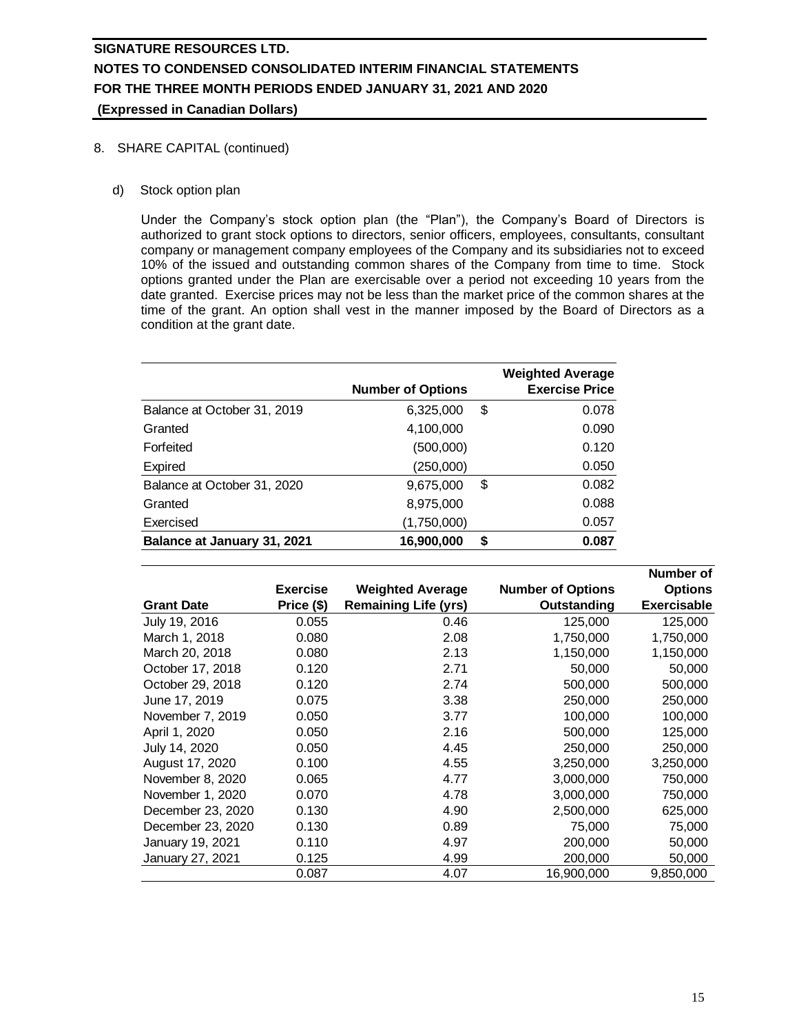8. SHARE CAPITAL (continued)

d) Stock option plan

Under the Company's stock option plan (the "Plan"), the Company's Board of Directors is authorized to grant stock options to directors, senior officers, employees, consultants, consultant company or management company employees of the Company and its subsidiaries not to exceed 10% of the issued and outstanding common shares of the Company from time to time. Stock options granted under the Plan are exercisable over a period not exceeding 10 years from the date granted. Exercise prices may not be less than the market price of the common shares at the time of the grant. An option shall vest in the manner imposed by the Board of Directors as a condition at the grant date.

| | Number of Options | Weighted Average Exercise Price |
|---|---|---|
| Balance at October 31, 2019 | 6,325,000 | $ 0.078 |
| Granted | 4,100,000 | 0.090 |
| Forfeited | (500,000) | 0.120 |
| Expired | (250,000) | 0.050 |
| Balance at October 31, 2020 | 9,675,000 | $ 0.082 |
| Granted | 8,975,000 | 0.088 |
| Exercised | (1,750,000) | 0.057 |
| **Balance at January 31, 2021** | **16,900,000** | **$ 0.087** |

| Grant Date | Exercise Price ($) | Weighted Average Remaining Life (yrs) | Number of Options Outstanding | Number of Options Exercisable |
|---|---|---|---|---|
| July 19, 2016 | 0.055 | 0.46 | 125,000 | 125,000 |
| March 1, 2018 | 0.080 | 2.08 | 1,750,000 | 1,750,000 |
| March 20, 2018 | 0.080 | 2.13 | 1,150,000 | 1,150,000 |
| October 17, 2018 | 0.120 | 2.71 | 50,000 | 50,000 |
| October 29, 2018 | 0.120 | 2.74 | 500,000 | 500,000 |
| June 17, 2019 | 0.075 | 3.38 | 250,000 | 250,000 |
| November 7, 2019 | 0.050 | 3.77 | 100,000 | 100,000 |
| April 1, 2020 | 0.050 | 2.16 | 500,000 | 125,000 |
| July 14, 2020 | 0.050 | 4.45 | 250,000 | 250,000 |
| August 17, 2020 | 0.100 | 4.55 | 3,250,000 | 3,250,000 |
| November 8, 2020 | 0.065 | 4.77 | 3,000,000 | 750,000 |
| November 1, 2020 | 0.070 | 4.78 | 3,000,000 | 750,000 |
| December 23, 2020 | 0.130 | 4.90 | 2,500,000 | 625,000 |
| December 23, 2020 | 0.130 | 0.89 | 75,000 | 75,000 |
| January 19, 2021 | 0.110 | 4.97 | 200,000 | 50,000 |
| January 27, 2021 | 0.125 | 4.99 | 200,000 | 50,000 |
| | 0.087 | 4.07 | 16,900,000 | 9,850,000 |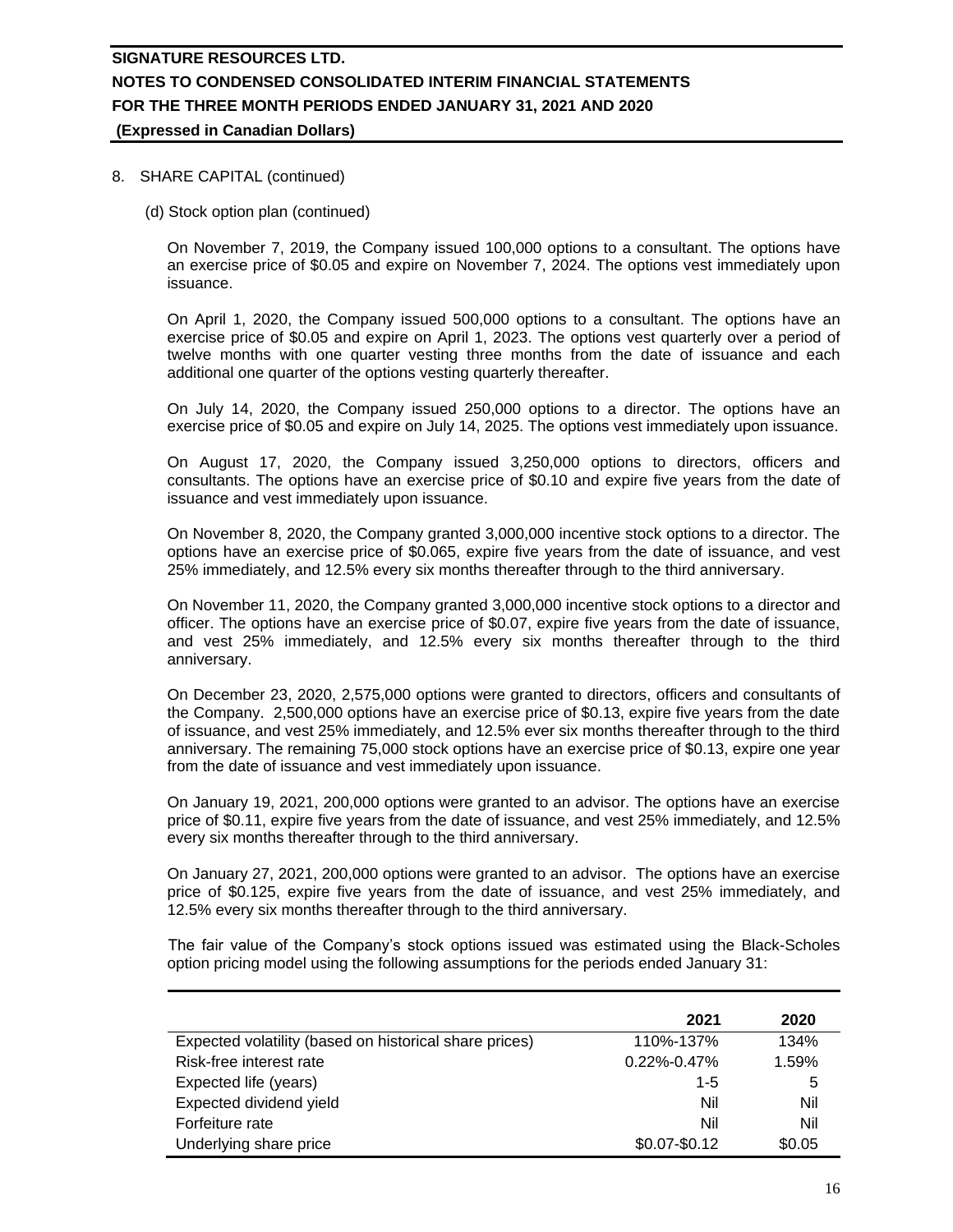8. SHARE CAPITAL (continued)

(d) Stock option plan (continued)

On November 7, 2019, the Company issued 100,000 options to a consultant. The options have an exercise price of \$0.05 and expire on November 7, 2024. The options vest immediately upon issuance.

On April 1, 2020, the Company issued 500,000 options to a consultant. The options have an exercise price of \$0.05 and expire on April 1, 2023. The options vest quarterly over a period of twelve months with one quarter vesting three months from the date of issuance and each additional one quarter of the options vesting quarterly thereafter.

On July 14, 2020, the Company issued 250,000 options to a director. The options have an exercise price of \$0.05 and expire on July 14, 2025. The options vest immediately upon issuance.

On August 17, 2020, the Company issued 3,250,000 options to directors, officers and consultants. The options have an exercise price of \$0.10 and expire five years from the date of issuance and vest immediately upon issuance.

On November 8, 2020, the Company granted 3,000,000 incentive stock options to a director. The options have an exercise price of \$0.065, expire five years from the date of issuance, and vest 25% immediately, and 12.5% every six months thereafter through to the third anniversary.

On November 11, 2020, the Company granted 3,000,000 incentive stock options to a director and officer. The options have an exercise price of \$0.07, expire five years from the date of issuance, and vest 25% immediately, and 12.5% every six months thereafter through to the third anniversary.

On December 23, 2020, 2,575,000 options were granted to directors, officers and consultants of the Company. 2,500,000 options have an exercise price of \$0.13, expire five years from the date of issuance, and vest 25% immediately, and 12.5% ever six months thereafter through to the third anniversary. The remaining 75,000 stock options have an exercise price of \$0.13, expire one year from the date of issuance and vest immediately upon issuance.

On January 19, 2021, 200,000 options were granted to an advisor. The options have an exercise price of \$0.11, expire five years from the date of issuance, and vest 25% immediately, and 12.5% every six months thereafter through to the third anniversary.

On January 27, 2021, 200,000 options were granted to an advisor. The options have an exercise price of \$0.125, expire five years from the date of issuance, and vest 25% immediately, and 12.5% every six months thereafter through to the third anniversary.

The fair value of the Company's stock options issued was estimated using the Black-Scholes option pricing model using the following assumptions for the periods ended January 31:

| | 2021 | 2020 |
|---|---|---|
| Expected volatility (based on historical share prices) | 110%-137% | 134% |
| Risk-free interest rate | 0.22%-0.47% | 1.59% |
| Expected life (years) | 1-5 | 5 |
| Expected dividend yield | Nil | Nil |
| Forfeiture rate | Nil | Nil |
| Underlying share price | \$0.07-\$0.12 | \$0.05 |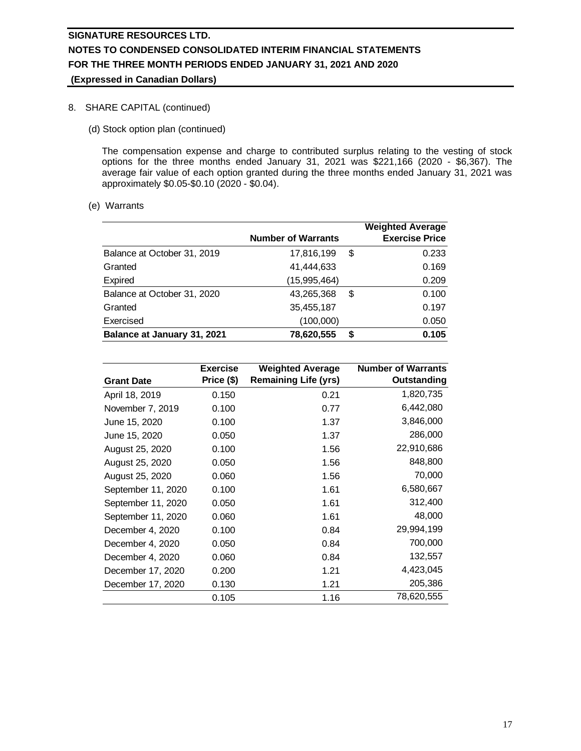8. SHARE CAPITAL (continued)

(d) Stock option plan (continued)

The compensation expense and charge to contributed surplus relating to the vesting of stock options for the three months ended January 31, 2021 was $221,166 (2020 - $6,367). The average fair value of each option granted during the three months ended January 31, 2021 was approximately $0.05-$0.10 (2020 - $0.04).

(e) Warrants

| | Number of Warrants | | Weighted Average Exercise Price |
|---|---|---|---|
| Balance at October 31, 2019 | 17,816,199 | $ | 0.233 |
| Granted | 41,444,633 | | 0.169 |
| Expired | (15,995,464) | | 0.209 |
| Balance at October 31, 2020 | 43,265,368 | $ | 0.100 |
| Granted | 35,455,187 | | 0.197 |
| Exercised | (100,000) | | 0.050 |
| **Balance at January 31, 2021** | **78,620,555** | **$** | **0.105** |

| Grant Date | Exercise Price ($) | Weighted Average Remaining Life (yrs) | Number of Warrants Outstanding |
|---|---|---|---|
| April 18, 2019 | 0.150 | 0.21 | 1,820,735 |
| November 7, 2019 | 0.100 | 0.77 | 6,442,080 |
| June 15, 2020 | 0.100 | 1.37 | 3,846,000 |
| June 15, 2020 | 0.050 | 1.37 | 286,000 |
| August 25, 2020 | 0.100 | 1.56 | 22,910,686 |
| August 25, 2020 | 0.050 | 1.56 | 848,800 |
| August 25, 2020 | 0.060 | 1.56 | 70,000 |
| September 11, 2020 | 0.100 | 1.61 | 6,580,667 |
| September 11, 2020 | 0.050 | 1.61 | 312,400 |
| September 11, 2020 | 0.060 | 1.61 | 48,000 |
| December 4, 2020 | 0.100 | 0.84 | 29,994,199 |
| December 4, 2020 | 0.050 | 0.84 | 700,000 |
| December 4, 2020 | 0.060 | 0.84 | 132,557 |
| December 17, 2020 | 0.200 | 1.21 | 4,423,045 |
| December 17, 2020 | 0.130 | 1.21 | 205,386 |
| | 0.105 | 1.16 | 78,620,555 |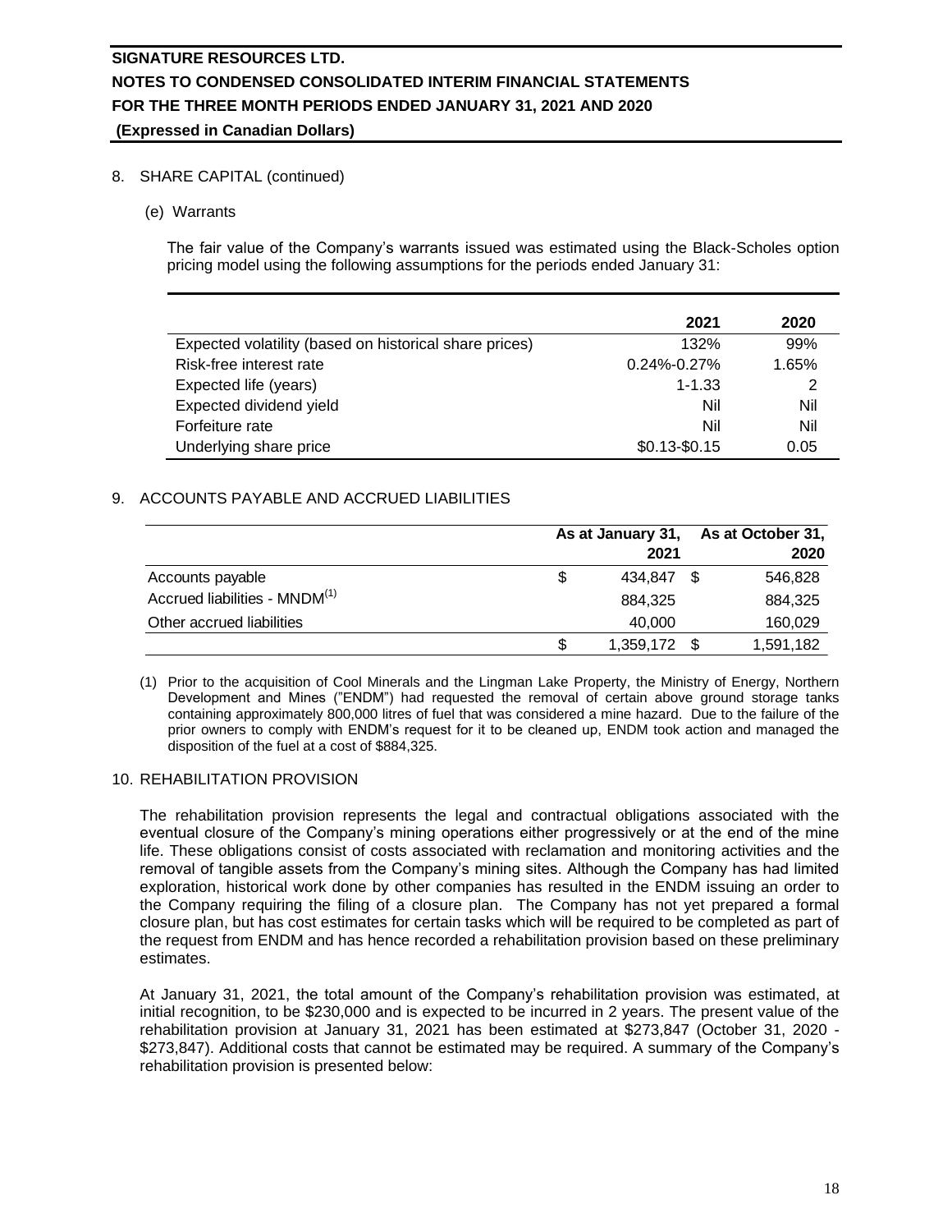## 8. SHARE CAPITAL (continued)

### (e) Warrants

The fair value of the Company's warrants issued was estimated using the Black-Scholes option pricing model using the following assumptions for the periods ended January 31:

| | 2021 | 2020 |
|---|---|---|
| Expected volatility (based on historical share prices) | 132% | 99% |
| Risk-free interest rate | 0.24%-0.27% | 1.65% |
| Expected life (years) | 1-1.33 | 2 |
| Expected dividend yield | Nil | Nil |
| Forfeiture rate | Nil | Nil |
| Underlying share price | $0.13-$0.15 | 0.05 |

## 9. ACCOUNTS PAYABLE AND ACCRUED LIABILITIES

| | As at January 31, 2021 | As at October 31, 2020 |
|---|---|---|
| Accounts payable | $ 434,847 | $ 546,828 |
| Accrued liabilities - MNDM[(1)] | 884,325 | 884,325 |
| Other accrued liabilities | 40,000 | 160,029 |
| | $ 1,359,172 | $ 1,591,182 |

(1) Prior to the acquisition of Cool Minerals and the Lingman Lake Property, the Ministry of Energy, Northern Development and Mines ("ENDM") had requested the removal of certain above ground storage tanks containing approximately 800,000 litres of fuel that was considered a mine hazard. Due to the failure of the prior owners to comply with ENDM's request for it to be cleaned up, ENDM took action and managed the disposition of the fuel at a cost of $884,325.

## 10. REHABILITATION PROVISION

The rehabilitation provision represents the legal and contractual obligations associated with the eventual closure of the Company's mining operations either progressively or at the end of the mine life. These obligations consist of costs associated with reclamation and monitoring activities and the removal of tangible assets from the Company's mining sites. Although the Company has had limited exploration, historical work done by other companies has resulted in the ENDM issuing an order to the Company requiring the filing of a closure plan. The Company has not yet prepared a formal closure plan, but has cost estimates for certain tasks which will be required to be completed as part of the request from ENDM and has hence recorded a rehabilitation provision based on these preliminary estimates.

At January 31, 2021, the total amount of the Company's rehabilitation provision was estimated, at initial recognition, to be $230,000 and is expected to be incurred in 2 years. The present value of the rehabilitation provision at January 31, 2021 has been estimated at $273,847 (October 31, 2020 - $273,847). Additional costs that cannot be estimated may be required. A summary of the Company's rehabilitation provision is presented below: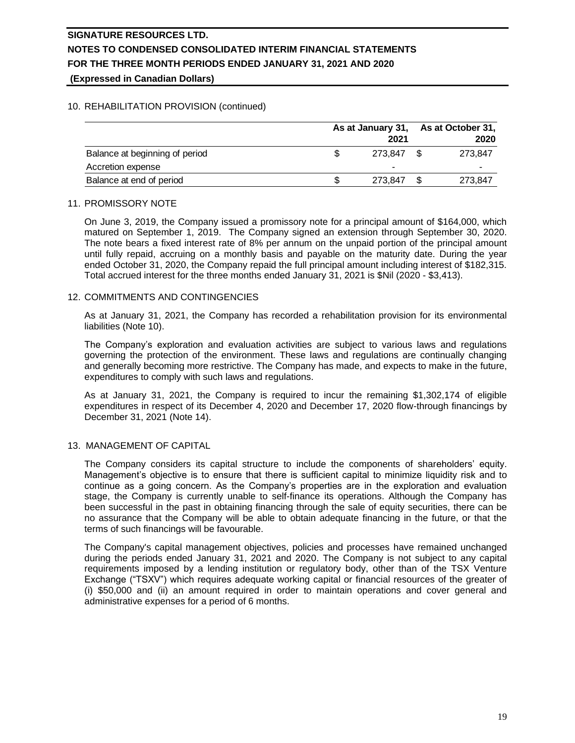## 10. REHABILITATION PROVISION (continued)

| | As at January 31, 2021 | As at October 31, 2020 |
|---|---|---|
| Balance at beginning of period | $ 273,847 | $ 273,847 |
| Accretion expense | - | - |
| Balance at end of period | $ 273,847 | $ 273,847 |

## 11. PROMISSORY NOTE

On June 3, 2019, the Company issued a promissory note for a principal amount of $164,000, which matured on September 1, 2019. The Company signed an extension through September 30, 2020. The note bears a fixed interest rate of 8% per annum on the unpaid portion of the principal amount until fully repaid, accruing on a monthly basis and payable on the maturity date. During the year ended October 31, 2020, the Company repaid the full principal amount including interest of $182,315. Total accrued interest for the three months ended January 31, 2021 is $Nil (2020 - $3,413).

## 12. COMMITMENTS AND CONTINGENCIES

As at January 31, 2021, the Company has recorded a rehabilitation provision for its environmental liabilities (Note 10).

The Company's exploration and evaluation activities are subject to various laws and regulations governing the protection of the environment. These laws and regulations are continually changing and generally becoming more restrictive. The Company has made, and expects to make in the future, expenditures to comply with such laws and regulations.

As at January 31, 2021, the Company is required to incur the remaining $1,302,174 of eligible expenditures in respect of its December 4, 2020 and December 17, 2020 flow-through financings by December 31, 2021 (Note 14).

## 13. MANAGEMENT OF CAPITAL

The Company considers its capital structure to include the components of shareholders' equity. Management's objective is to ensure that there is sufficient capital to minimize liquidity risk and to continue as a going concern. As the Company's properties are in the exploration and evaluation stage, the Company is currently unable to self-finance its operations. Although the Company has been successful in the past in obtaining financing through the sale of equity securities, there can be no assurance that the Company will be able to obtain adequate financing in the future, or that the terms of such financings will be favourable.

The Company's capital management objectives, policies and processes have remained unchanged during the periods ended January 31, 2021 and 2020. The Company is not subject to any capital requirements imposed by a lending institution or regulatory body, other than of the TSX Venture Exchange ("TSXV") which requires adequate working capital or financial resources of the greater of (i) $50,000 and (ii) an amount required in order to maintain operations and cover general and administrative expenses for a period of 6 months.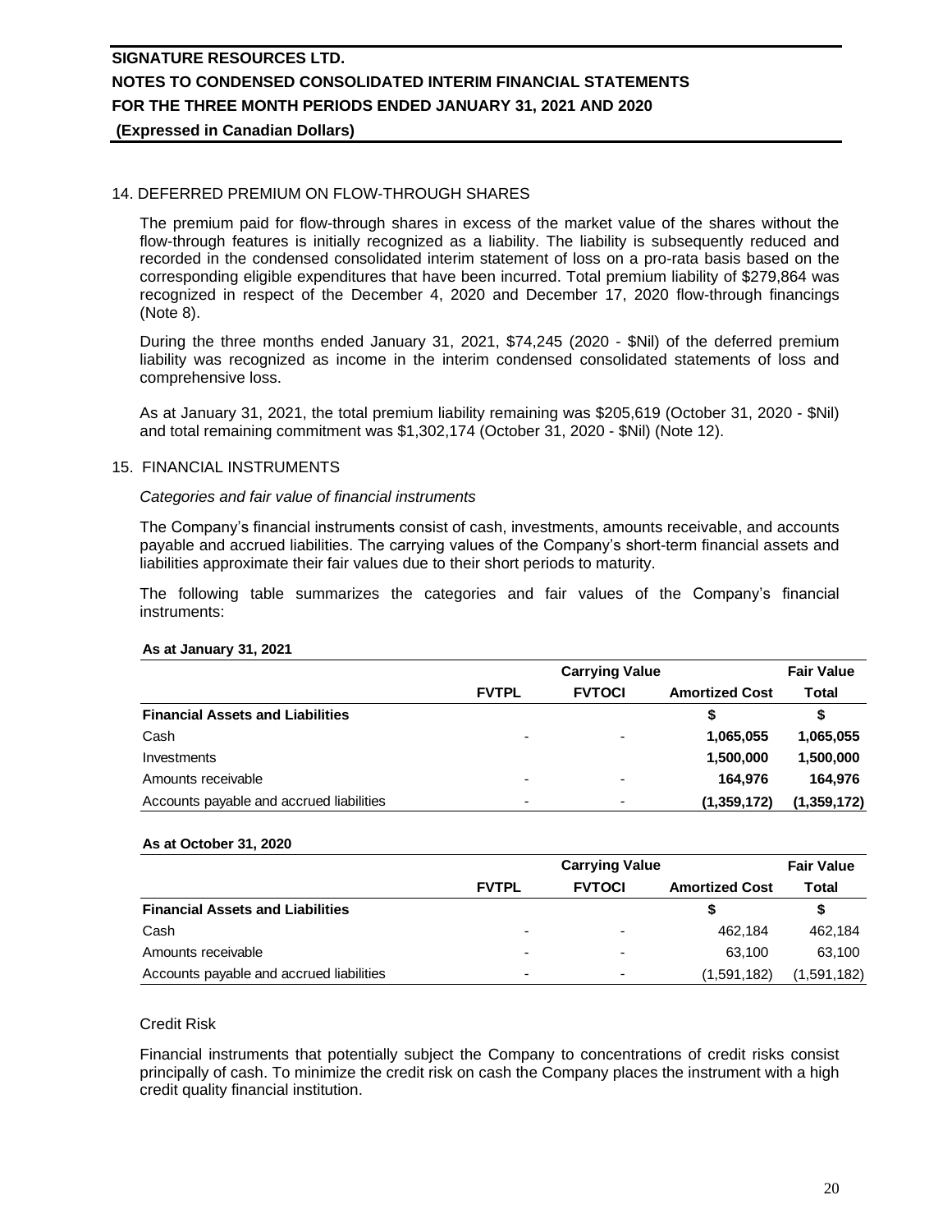## 14. DEFERRED PREMIUM ON FLOW-THROUGH SHARES

The premium paid for flow-through shares in excess of the market value of the shares without the flow-through features is initially recognized as a liability. The liability is subsequently reduced and recorded in the condensed consolidated interim statement of loss on a pro-rata basis based on the corresponding eligible expenditures that have been incurred. Total premium liability of $279,864 was recognized in respect of the December 4, 2020 and December 17, 2020 flow-through financings (Note 8).

During the three months ended January 31, 2021, $74,245 (2020 - $Nil) of the deferred premium liability was recognized as income in the interim condensed consolidated statements of loss and comprehensive loss.

As at January 31, 2021, the total premium liability remaining was $205,619 (October 31, 2020 - $Nil) and total remaining commitment was $1,302,174 (October 31, 2020 - $Nil) (Note 12).

## 15. FINANCIAL INSTRUMENTS

*Categories and fair value of financial instruments*

The Company's financial instruments consist of cash, investments, amounts receivable, and accounts payable and accrued liabilities. The carrying values of the Company's short-term financial assets and liabilities approximate their fair values due to their short periods to maturity.

The following table summarizes the categories and fair values of the Company's financial instruments:

**As at January 31, 2021**

| | Carrying Value | | | Fair Value |
|---|---|---|---|---|
| | **FVTPL** | **FVTOCI** | **Amortized Cost** | **Total** |
| **Financial Assets and Liabilities** | | | **$** | **$** |
| Cash | - | - | **1,065,055** | **1,065,055** |
| Investments | | | **1,500,000** | **1,500,000** |
| Amounts receivable | - | - | **164,976** | **164,976** |
| Accounts payable and accrued liabilities | - | - | **(1,359,172)** | **(1,359,172)** |

**As at October 31, 2020**

| | Carrying Value | | | Fair Value |
|---|---|---|---|---|
| | **FVTPL** | **FVTOCI** | **Amortized Cost** | **Total** |
| **Financial Assets and Liabilities** | | | **$** | **$** |
| Cash | - | - | 462,184 | 462,184 |
| Amounts receivable | - | - | 63,100 | 63,100 |
| Accounts payable and accrued liabilities | - | - | (1,591,182) | (1,591,182) |

Credit Risk

Financial instruments that potentially subject the Company to concentrations of credit risks consist principally of cash. To minimize the credit risk on cash the Company places the instrument with a high credit quality financial institution.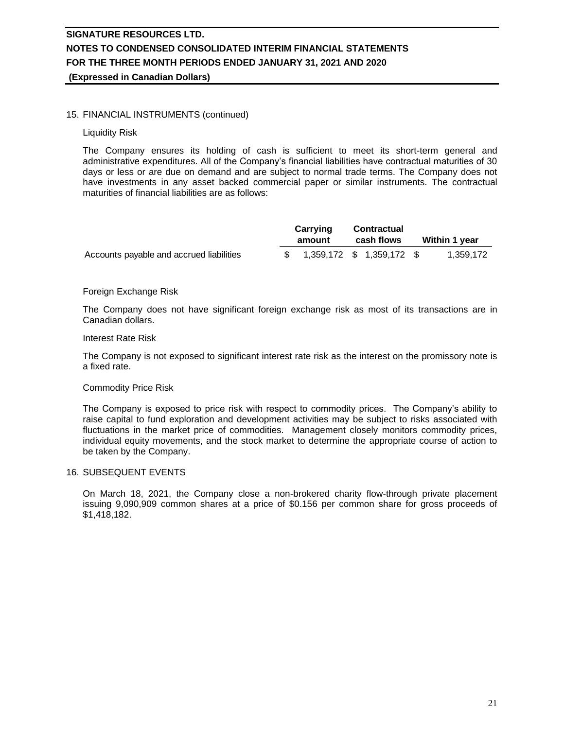## 15. FINANCIAL INSTRUMENTS (continued)

Liquidity Risk

The Company ensures its holding of cash is sufficient to meet its short-term general and administrative expenditures. All of the Company's financial liabilities have contractual maturities of 30 days or less or are due on demand and are subject to normal trade terms. The Company does not have investments in any asset backed commercial paper or similar instruments. The contractual maturities of financial liabilities are as follows:

| | Carrying amount | Contractual cash flows | Within 1 year |
|---|---|---|---|
| Accounts payable and accrued liabilities | $ 1,359,172 | $ 1,359,172 | $ 1,359,172 |

Foreign Exchange Risk

The Company does not have significant foreign exchange risk as most of its transactions are in Canadian dollars.

Interest Rate Risk

The Company is not exposed to significant interest rate risk as the interest on the promissory note is a fixed rate.

Commodity Price Risk

The Company is exposed to price risk with respect to commodity prices. The Company's ability to raise capital to fund exploration and development activities may be subject to risks associated with fluctuations in the market price of commodities. Management closely monitors commodity prices, individual equity movements, and the stock market to determine the appropriate course of action to be taken by the Company.

## 16. SUBSEQUENT EVENTS

On March 18, 2021, the Company close a non-brokered charity flow-through private placement issuing 9,090,909 common shares at a price of $0.156 per common share for gross proceeds of $1,418,182.